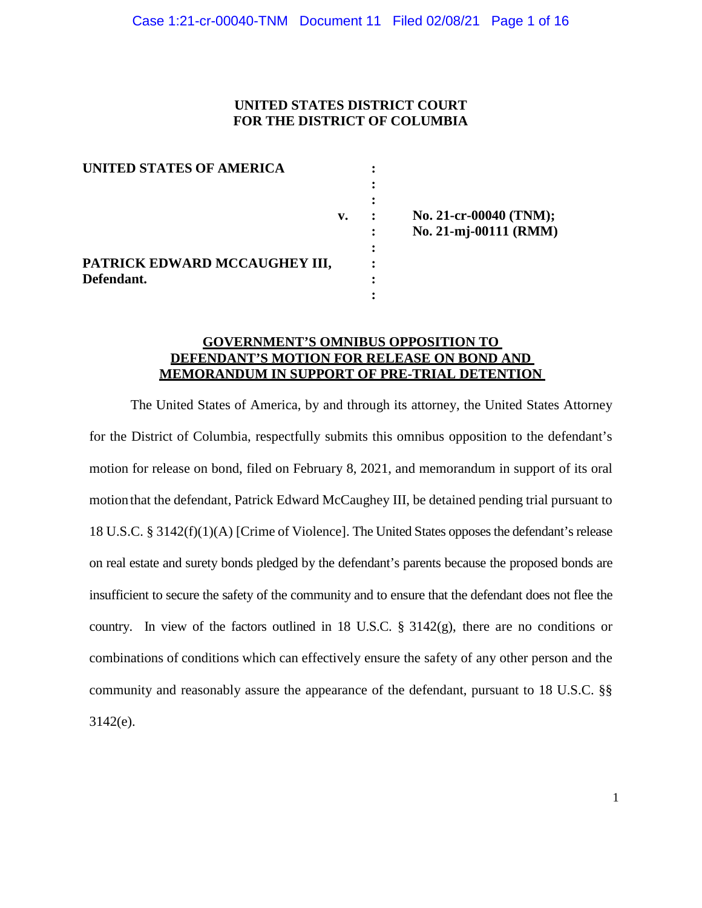**UNITED STATES DISTRICT COURT**
**FOR THE DISTRICT OF COLUMBIA**

| | | |
|---|---|---|
| **UNITED STATES OF AMERICA** | : | |
| v. | : | **No. 21-cr-00040 (TNM);** **No. 21-mj-00111 (RMM)** |
| **PATRICK EDWARD MCCAUGHEY III,** **Defendant.** | : | |

## GOVERNMENT'S OMNIBUS OPPOSITION TO DEFENDANT'S MOTION FOR RELEASE ON BOND AND MEMORANDUM IN SUPPORT OF PRE-TRIAL DETENTION

The United States of America, by and through its attorney, the United States Attorney for the District of Columbia, respectfully submits this omnibus opposition to the defendant's motion for release on bond, filed on February 8, 2021, and memorandum in support of its oral motion that the defendant, Patrick Edward McCaughey III, be detained pending trial pursuant to 18 U.S.C. § 3142(f)(1)(A) [Crime of Violence]. The United States opposes the defendant's release on real estate and surety bonds pledged by the defendant's parents because the proposed bonds are insufficient to secure the safety of the community and to ensure that the defendant does not flee the country. In view of the factors outlined in 18 U.S.C. § 3142(g), there are no conditions or combinations of conditions which can effectively ensure the safety of any other person and the community and reasonably assure the appearance of the defendant, pursuant to 18 U.S.C. §§ 3142(e).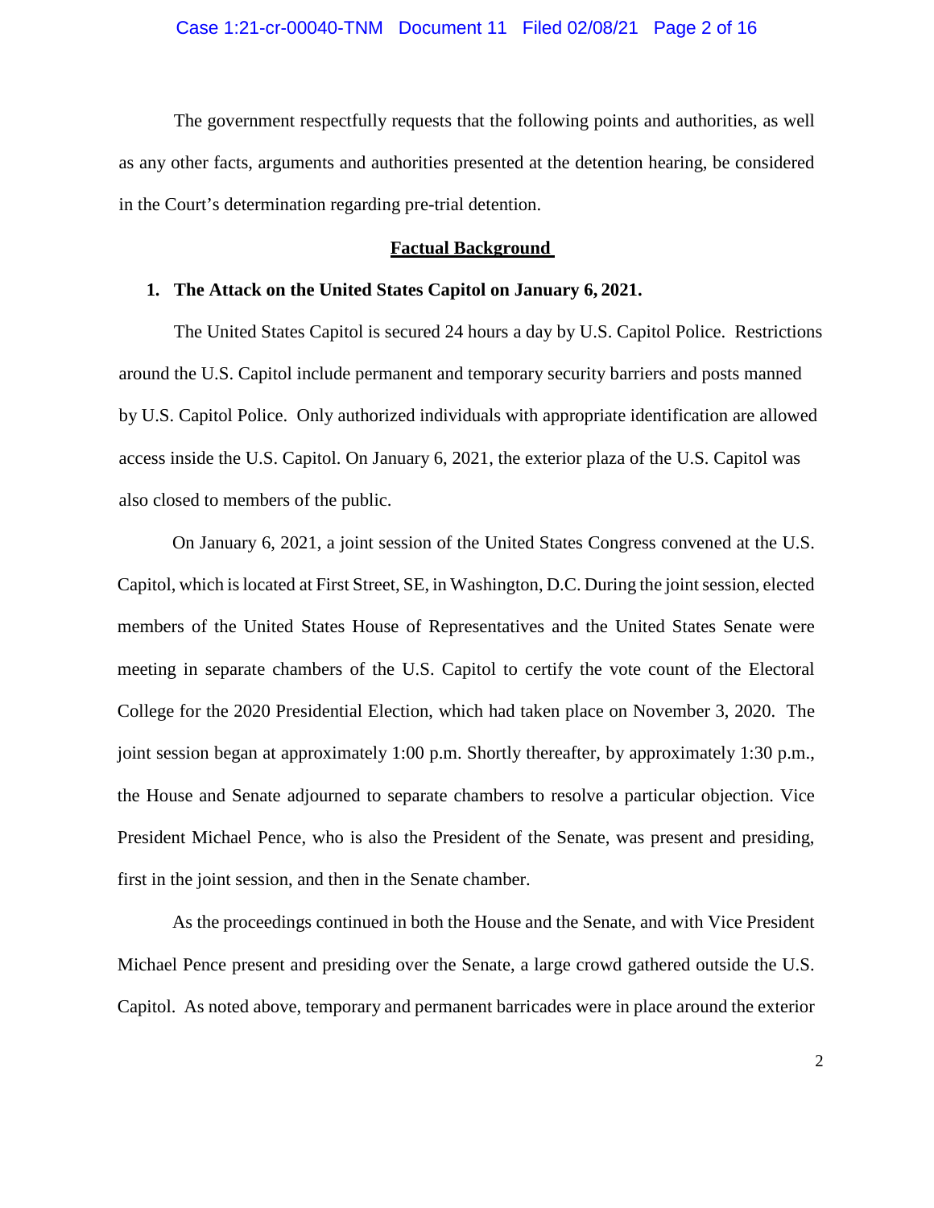The government respectfully requests that the following points and authorities, as well as any other facts, arguments and authorities presented at the detention hearing, be considered in the Court's determination regarding pre-trial detention.

## Factual Background

### 1. The Attack on the United States Capitol on January 6, 2021.

The United States Capitol is secured 24 hours a day by U.S. Capitol Police. Restrictions around the U.S. Capitol include permanent and temporary security barriers and posts manned by U.S. Capitol Police. Only authorized individuals with appropriate identification are allowed access inside the U.S. Capitol. On January 6, 2021, the exterior plaza of the U.S. Capitol was also closed to members of the public.

On January 6, 2021, a joint session of the United States Congress convened at the U.S. Capitol, which is located at First Street, SE, in Washington, D.C. During the joint session, elected members of the United States House of Representatives and the United States Senate were meeting in separate chambers of the U.S. Capitol to certify the vote count of the Electoral College for the 2020 Presidential Election, which had taken place on November 3, 2020. The joint session began at approximately 1:00 p.m. Shortly thereafter, by approximately 1:30 p.m., the House and Senate adjourned to separate chambers to resolve a particular objection. Vice President Michael Pence, who is also the President of the Senate, was present and presiding, first in the joint session, and then in the Senate chamber.

As the proceedings continued in both the House and the Senate, and with Vice President Michael Pence present and presiding over the Senate, a large crowd gathered outside the U.S. Capitol. As noted above, temporary and permanent barricades were in place around the exterior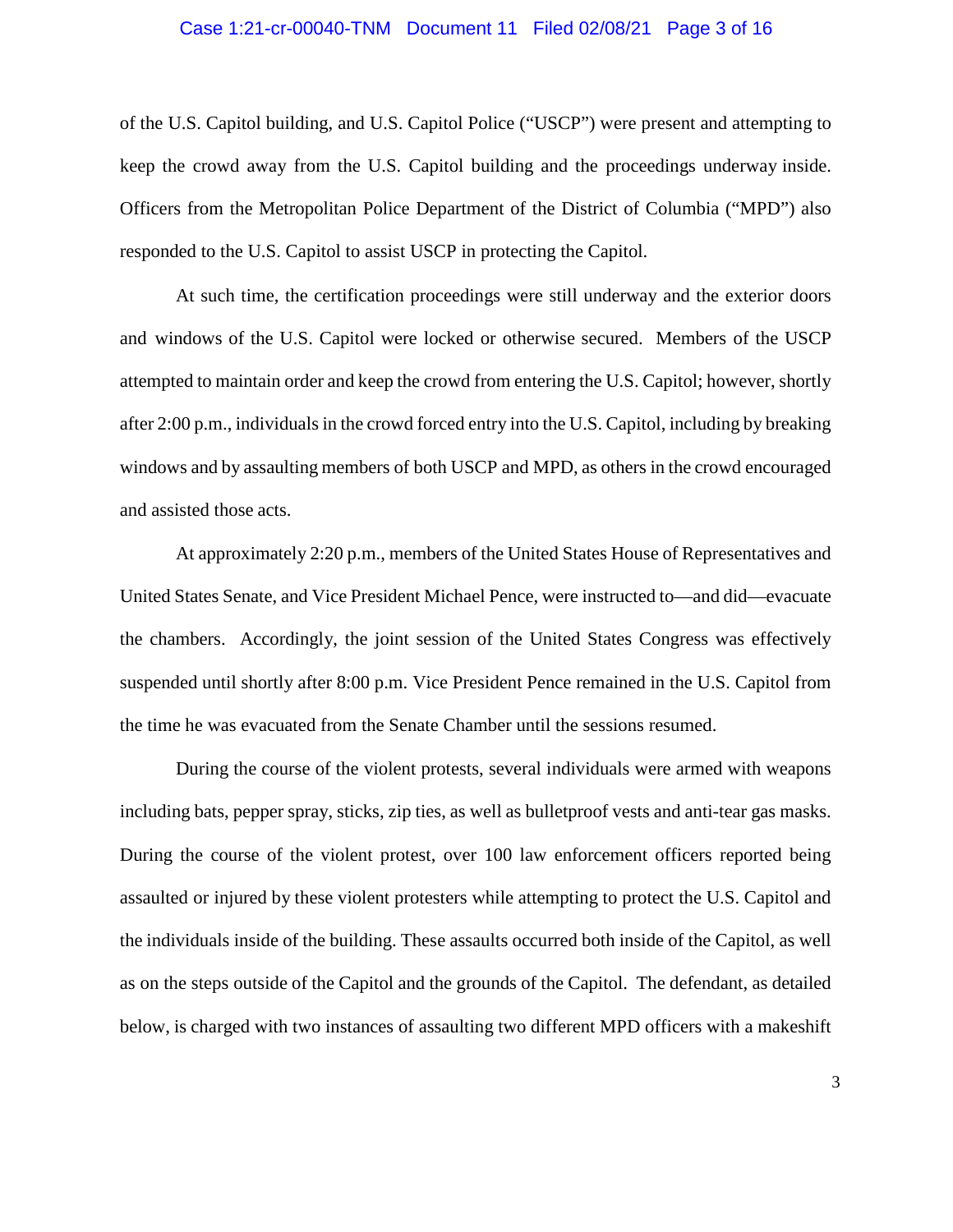of the U.S. Capitol building, and U.S. Capitol Police ("USCP") were present and attempting to keep the crowd away from the U.S. Capitol building and the proceedings underway inside. Officers from the Metropolitan Police Department of the District of Columbia ("MPD") also responded to the U.S. Capitol to assist USCP in protecting the Capitol.

At such time, the certification proceedings were still underway and the exterior doors and windows of the U.S. Capitol were locked or otherwise secured. Members of the USCP attempted to maintain order and keep the crowd from entering the U.S. Capitol; however, shortly after 2:00 p.m., individuals in the crowd forced entry into the U.S. Capitol, including by breaking windows and by assaulting members of both USCP and MPD, as others in the crowd encouraged and assisted those acts.

At approximately 2:20 p.m., members of the United States House of Representatives and United States Senate, and Vice President Michael Pence, were instructed to—and did—evacuate the chambers. Accordingly, the joint session of the United States Congress was effectively suspended until shortly after 8:00 p.m. Vice President Pence remained in the U.S. Capitol from the time he was evacuated from the Senate Chamber until the sessions resumed.

During the course of the violent protests, several individuals were armed with weapons including bats, pepper spray, sticks, zip ties, as well as bulletproof vests and anti-tear gas masks. During the course of the violent protest, over 100 law enforcement officers reported being assaulted or injured by these violent protesters while attempting to protect the U.S. Capitol and the individuals inside of the building. These assaults occurred both inside of the Capitol, as well as on the steps outside of the Capitol and the grounds of the Capitol. The defendant, as detailed below, is charged with two instances of assaulting two different MPD officers with a makeshift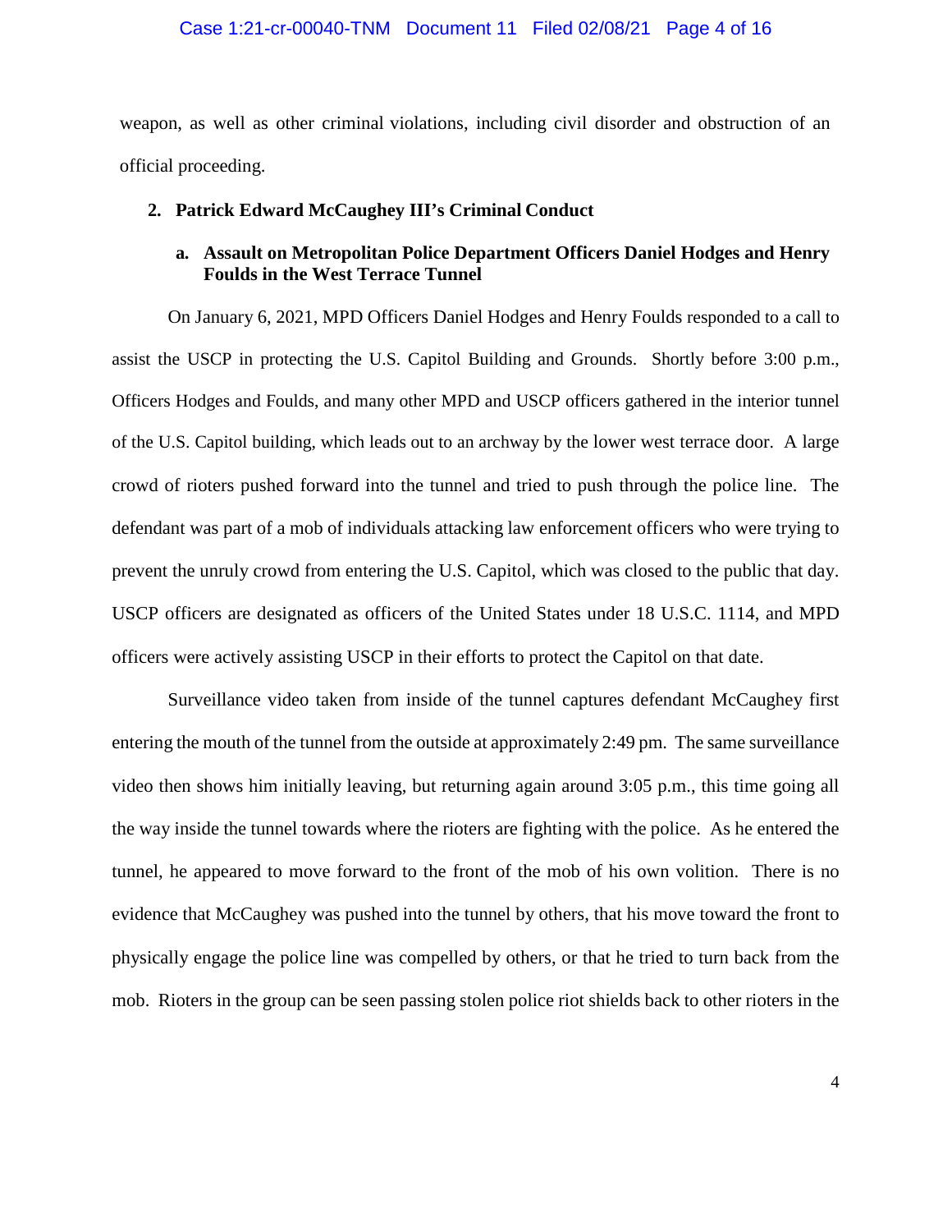weapon, as well as other criminal violations, including civil disorder and obstruction of an official proceeding.

## 2. Patrick Edward McCaughey III's Criminal Conduct

### a. Assault on Metropolitan Police Department Officers Daniel Hodges and Henry Foulds in the West Terrace Tunnel

On January 6, 2021, MPD Officers Daniel Hodges and Henry Foulds responded to a call to assist the USCP in protecting the U.S. Capitol Building and Grounds. Shortly before 3:00 p.m., Officers Hodges and Foulds, and many other MPD and USCP officers gathered in the interior tunnel of the U.S. Capitol building, which leads out to an archway by the lower west terrace door. A large crowd of rioters pushed forward into the tunnel and tried to push through the police line. The defendant was part of a mob of individuals attacking law enforcement officers who were trying to prevent the unruly crowd from entering the U.S. Capitol, which was closed to the public that day. USCP officers are designated as officers of the United States under 18 U.S.C. 1114, and MPD officers were actively assisting USCP in their efforts to protect the Capitol on that date.

Surveillance video taken from inside of the tunnel captures defendant McCaughey first entering the mouth of the tunnel from the outside at approximately 2:49 pm. The same surveillance video then shows him initially leaving, but returning again around 3:05 p.m., this time going all the way inside the tunnel towards where the rioters are fighting with the police. As he entered the tunnel, he appeared to move forward to the front of the mob of his own volition. There is no evidence that McCaughey was pushed into the tunnel by others, that his move toward the front to physically engage the police line was compelled by others, or that he tried to turn back from the mob. Rioters in the group can be seen passing stolen police riot shields back to other rioters in the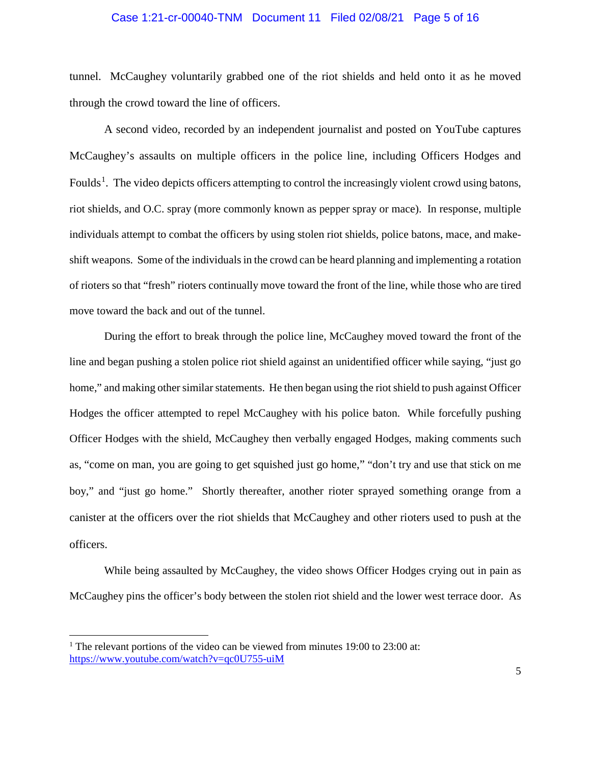tunnel. McCaughey voluntarily grabbed one of the riot shields and held onto it as he moved through the crowd toward the line of officers.

A second video, recorded by an independent journalist and posted on YouTube captures McCaughey's assaults on multiple officers in the police line, including Officers Hodges and Foulds[1]. The video depicts officers attempting to control the increasingly violent crowd using batons, riot shields, and O.C. spray (more commonly known as pepper spray or mace). In response, multiple individuals attempt to combat the officers by using stolen riot shields, police batons, mace, and make-shift weapons. Some of the individuals in the crowd can be heard planning and implementing a rotation of rioters so that "fresh" rioters continually move toward the front of the line, while those who are tired move toward the back and out of the tunnel.

During the effort to break through the police line, McCaughey moved toward the front of the line and began pushing a stolen police riot shield against an unidentified officer while saying, "just go home," and making other similar statements. He then began using the riot shield to push against Officer Hodges the officer attempted to repel McCaughey with his police baton. While forcefully pushing Officer Hodges with the shield, McCaughey then verbally engaged Hodges, making comments such as, "come on man, you are going to get squished just go home," "don't try and use that stick on me boy," and "just go home." Shortly thereafter, another rioter sprayed something orange from a canister at the officers over the riot shields that McCaughey and other rioters used to push at the officers.

While being assaulted by McCaughey, the video shows Officer Hodges crying out in pain as McCaughey pins the officer's body between the stolen riot shield and the lower west terrace door. As

---

[1] The relevant portions of the video can be viewed from minutes 19:00 to 23:00 at: https://www.youtube.com/watch?v=qc0U755-uiM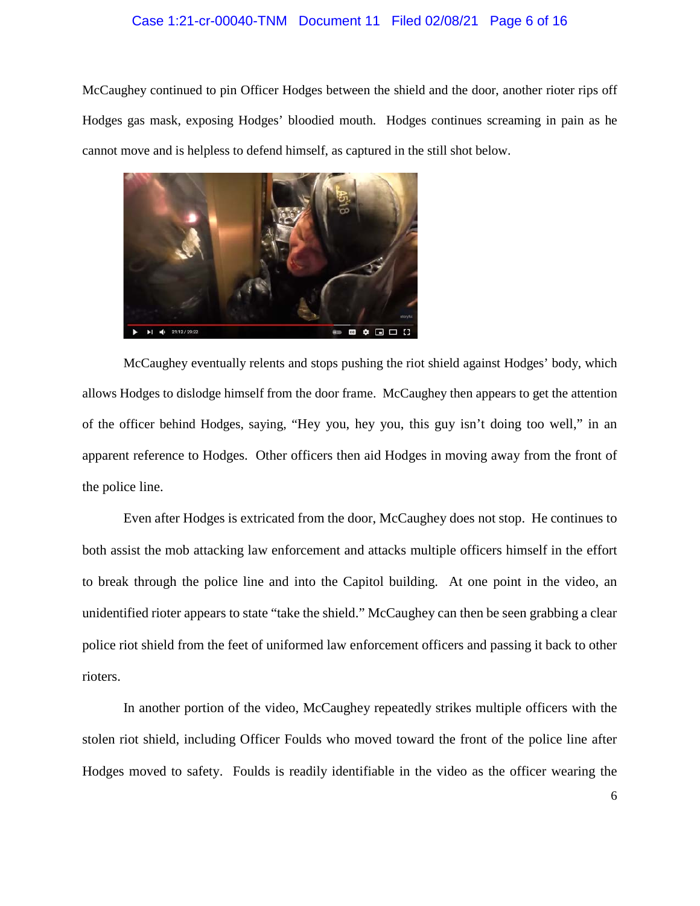McCaughey continued to pin Officer Hodges between the shield and the door, another rioter rips off Hodges gas mask, exposing Hodges' bloodied mouth. Hodges continues screaming in pain as he cannot move and is helpless to defend himself, as captured in the still shot below.

McCaughey eventually relents and stops pushing the riot shield against Hodges' body, which allows Hodges to dislodge himself from the door frame. McCaughey then appears to get the attention of the officer behind Hodges, saying, "Hey you, hey you, this guy isn't doing too well," in an apparent reference to Hodges. Other officers then aid Hodges in moving away from the front of the police line.

Even after Hodges is extricated from the door, McCaughey does not stop. He continues to both assist the mob attacking law enforcement and attacks multiple officers himself in the effort to break through the police line and into the Capitol building. At one point in the video, an unidentified rioter appears to state "take the shield." McCaughey can then be seen grabbing a clear police riot shield from the feet of uniformed law enforcement officers and passing it back to other rioters.

In another portion of the video, McCaughey repeatedly strikes multiple officers with the stolen riot shield, including Officer Foulds who moved toward the front of the police line after Hodges moved to safety. Foulds is readily identifiable in the video as the officer wearing the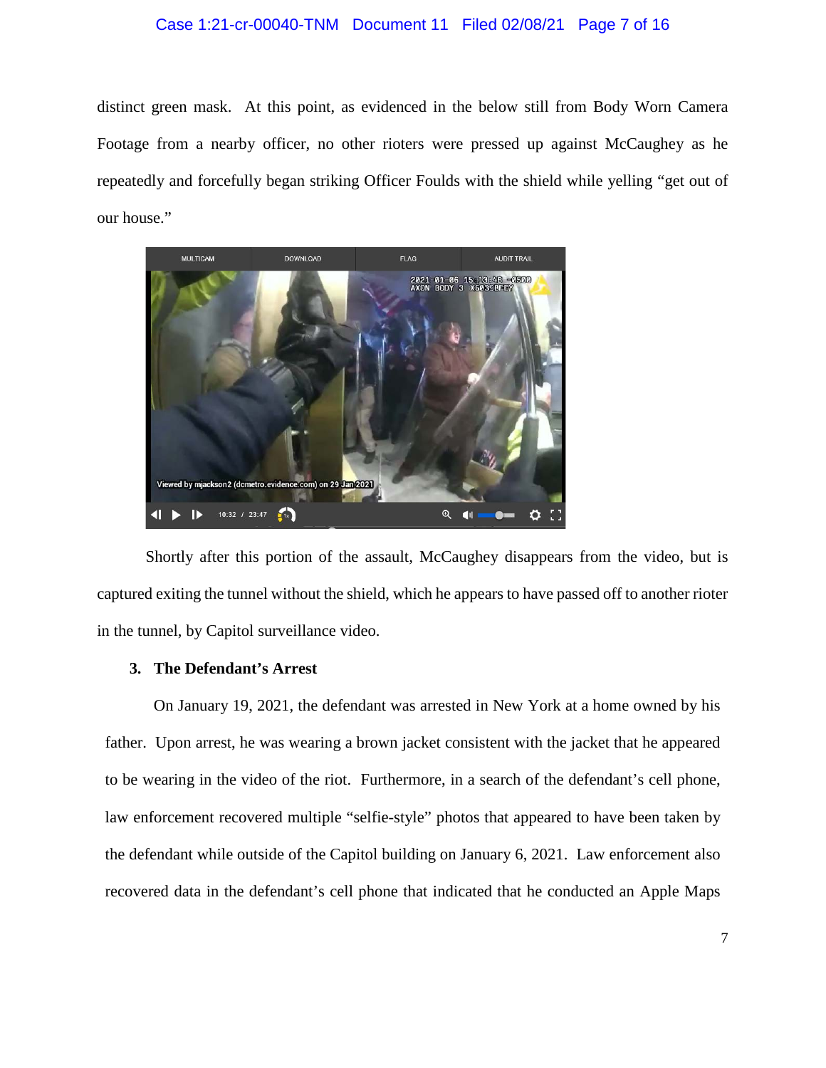distinct green mask. At this point, as evidenced in the below still from Body Worn Camera Footage from a nearby officer, no other rioters were pressed up against McCaughey as he repeatedly and forcefully began striking Officer Foulds with the shield while yelling "get out of our house."

Shortly after this portion of the assault, McCaughey disappears from the video, but is captured exiting the tunnel without the shield, which he appears to have passed off to another rioter in the tunnel, by Capitol surveillance video.

### 3. The Defendant's Arrest

On January 19, 2021, the defendant was arrested in New York at a home owned by his father. Upon arrest, he was wearing a brown jacket consistent with the jacket that he appeared to be wearing in the video of the riot. Furthermore, in a search of the defendant's cell phone, law enforcement recovered multiple "selfie-style" photos that appeared to have been taken by the defendant while outside of the Capitol building on January 6, 2021. Law enforcement also recovered data in the defendant's cell phone that indicated that he conducted an Apple Maps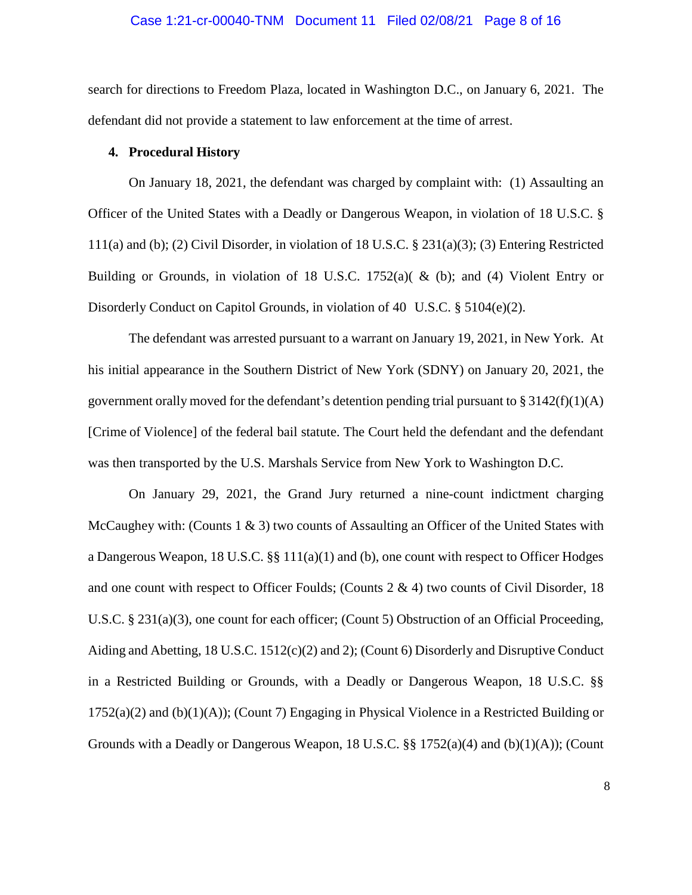search for directions to Freedom Plaza, located in Washington D.C., on January 6, 2021. The defendant did not provide a statement to law enforcement at the time of arrest.

**4. Procedural History**

On January 18, 2021, the defendant was charged by complaint with: (1) Assaulting an Officer of the United States with a Deadly or Dangerous Weapon, in violation of 18 U.S.C. § 111(a) and (b); (2) Civil Disorder, in violation of 18 U.S.C. § 231(a)(3); (3) Entering Restricted Building or Grounds, in violation of 18 U.S.C. 1752(a)( & (b); and (4) Violent Entry or Disorderly Conduct on Capitol Grounds, in violation of 40 U.S.C. § 5104(e)(2).

The defendant was arrested pursuant to a warrant on January 19, 2021, in New York. At his initial appearance in the Southern District of New York (SDNY) on January 20, 2021, the government orally moved for the defendant's detention pending trial pursuant to § 3142(f)(1)(A) [Crime of Violence] of the federal bail statute. The Court held the defendant and the defendant was then transported by the U.S. Marshals Service from New York to Washington D.C.

On January 29, 2021, the Grand Jury returned a nine-count indictment charging McCaughey with: (Counts 1 & 3) two counts of Assaulting an Officer of the United States with a Dangerous Weapon, 18 U.S.C. §§ 111(a)(1) and (b), one count with respect to Officer Hodges and one count with respect to Officer Foulds; (Counts 2 & 4) two counts of Civil Disorder, 18 U.S.C. § 231(a)(3), one count for each officer; (Count 5) Obstruction of an Official Proceeding, Aiding and Abetting, 18 U.S.C. 1512(c)(2) and 2); (Count 6) Disorderly and Disruptive Conduct in a Restricted Building or Grounds, with a Deadly or Dangerous Weapon, 18 U.S.C. §§ 1752(a)(2) and (b)(1)(A)); (Count 7) Engaging in Physical Violence in a Restricted Building or Grounds with a Deadly or Dangerous Weapon, 18 U.S.C. §§ 1752(a)(4) and (b)(1)(A)); (Count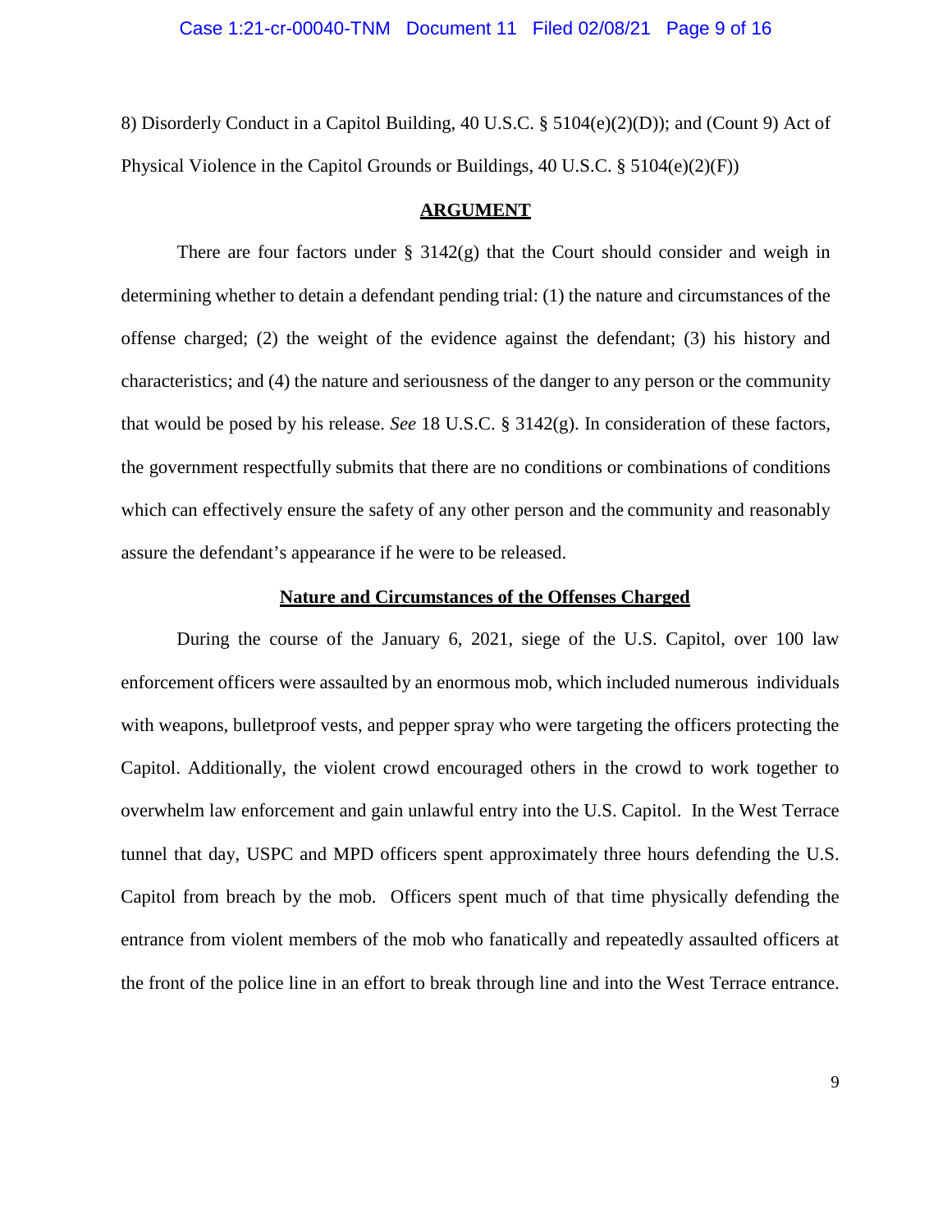8) Disorderly Conduct in a Capitol Building, 40 U.S.C. § 5104(e)(2)(D)); and (Count 9) Act of Physical Violence in the Capitol Grounds or Buildings, 40 U.S.C. § 5104(e)(2)(F))

## ARGUMENT

There are four factors under § 3142(g) that the Court should consider and weigh in determining whether to detain a defendant pending trial: (1) the nature and circumstances of the offense charged; (2) the weight of the evidence against the defendant; (3) his history and characteristics; and (4) the nature and seriousness of the danger to any person or the community that would be posed by his release. *See* 18 U.S.C. § 3142(g). In consideration of these factors, the government respectfully submits that there are no conditions or combinations of conditions which can effectively ensure the safety of any other person and the community and reasonably assure the defendant's appearance if he were to be released.

### Nature and Circumstances of the Offenses Charged

During the course of the January 6, 2021, siege of the U.S. Capitol, over 100 law enforcement officers were assaulted by an enormous mob, which included numerous individuals with weapons, bulletproof vests, and pepper spray who were targeting the officers protecting the Capitol. Additionally, the violent crowd encouraged others in the crowd to work together to overwhelm law enforcement and gain unlawful entry into the U.S. Capitol. In the West Terrace tunnel that day, USPC and MPD officers spent approximately three hours defending the U.S. Capitol from breach by the mob. Officers spent much of that time physically defending the entrance from violent members of the mob who fanatically and repeatedly assaulted officers at the front of the police line in an effort to break through line and into the West Terrace entrance.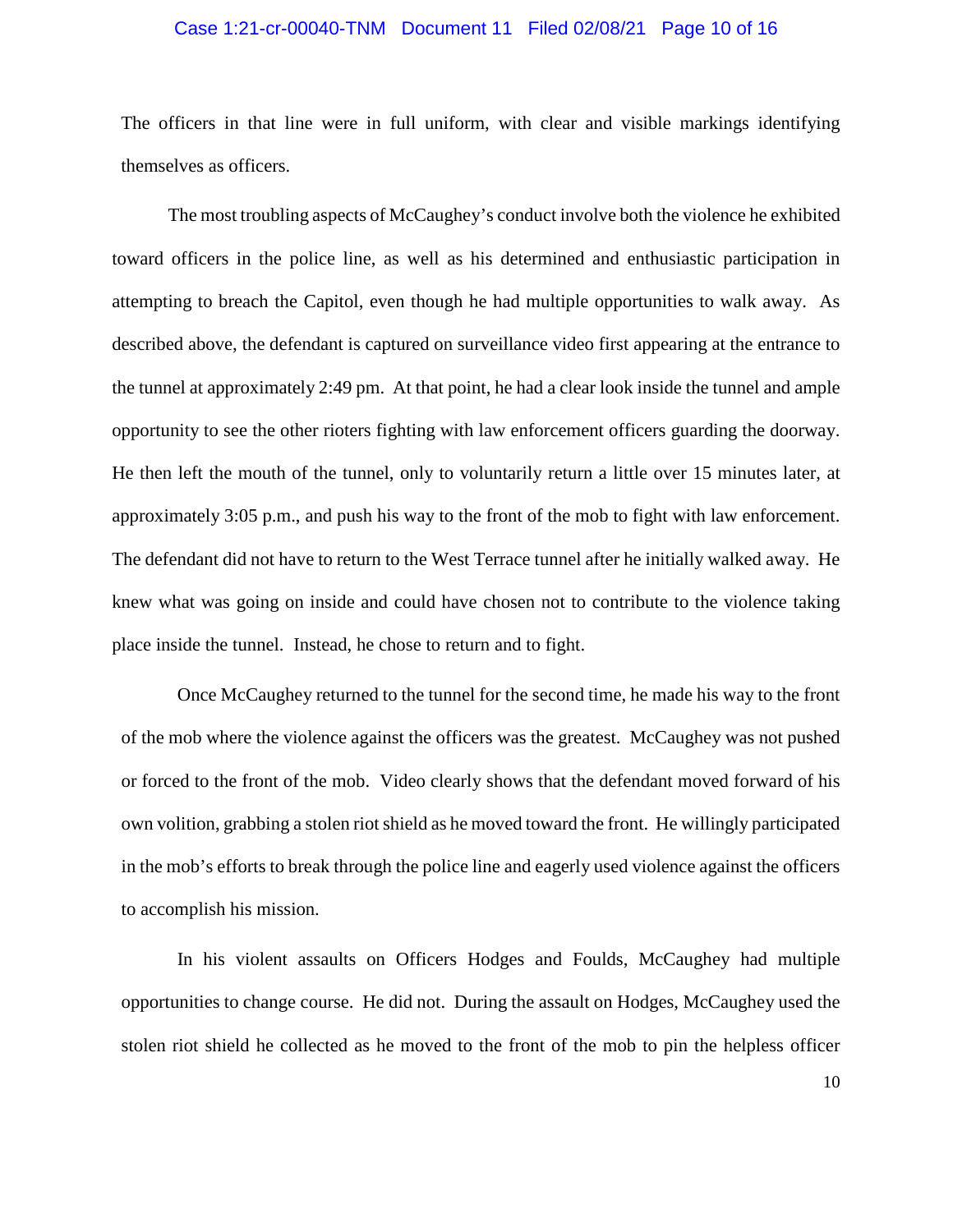The officers in that line were in full uniform, with clear and visible markings identifying themselves as officers.

The most troubling aspects of McCaughey's conduct involve both the violence he exhibited toward officers in the police line, as well as his determined and enthusiastic participation in attempting to breach the Capitol, even though he had multiple opportunities to walk away. As described above, the defendant is captured on surveillance video first appearing at the entrance to the tunnel at approximately 2:49 pm. At that point, he had a clear look inside the tunnel and ample opportunity to see the other rioters fighting with law enforcement officers guarding the doorway. He then left the mouth of the tunnel, only to voluntarily return a little over 15 minutes later, at approximately 3:05 p.m., and push his way to the front of the mob to fight with law enforcement. The defendant did not have to return to the West Terrace tunnel after he initially walked away. He knew what was going on inside and could have chosen not to contribute to the violence taking place inside the tunnel. Instead, he chose to return and to fight.

Once McCaughey returned to the tunnel for the second time, he made his way to the front of the mob where the violence against the officers was the greatest. McCaughey was not pushed or forced to the front of the mob. Video clearly shows that the defendant moved forward of his own volition, grabbing a stolen riot shield as he moved toward the front. He willingly participated in the mob's efforts to break through the police line and eagerly used violence against the officers to accomplish his mission.

In his violent assaults on Officers Hodges and Foulds, McCaughey had multiple opportunities to change course. He did not. During the assault on Hodges, McCaughey used the stolen riot shield he collected as he moved to the front of the mob to pin the helpless officer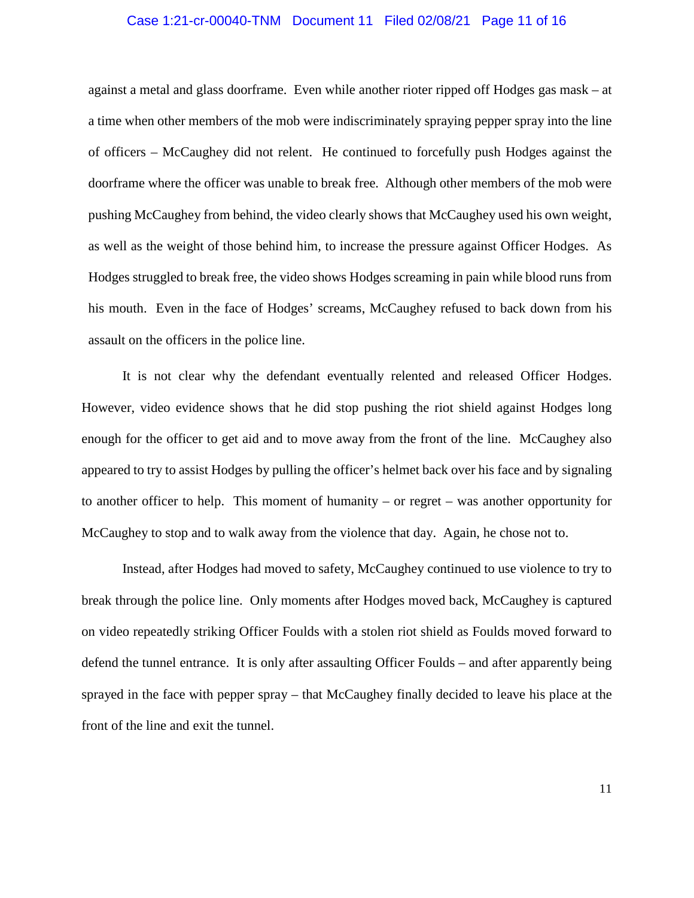against a metal and glass doorframe. Even while another rioter ripped off Hodges gas mask – at a time when other members of the mob were indiscriminately spraying pepper spray into the line of officers – McCaughey did not relent. He continued to forcefully push Hodges against the doorframe where the officer was unable to break free. Although other members of the mob were pushing McCaughey from behind, the video clearly shows that McCaughey used his own weight, as well as the weight of those behind him, to increase the pressure against Officer Hodges. As Hodges struggled to break free, the video shows Hodges screaming in pain while blood runs from his mouth. Even in the face of Hodges' screams, McCaughey refused to back down from his assault on the officers in the police line.

It is not clear why the defendant eventually relented and released Officer Hodges. However, video evidence shows that he did stop pushing the riot shield against Hodges long enough for the officer to get aid and to move away from the front of the line. McCaughey also appeared to try to assist Hodges by pulling the officer's helmet back over his face and by signaling to another officer to help. This moment of humanity – or regret – was another opportunity for McCaughey to stop and to walk away from the violence that day. Again, he chose not to.

Instead, after Hodges had moved to safety, McCaughey continued to use violence to try to break through the police line. Only moments after Hodges moved back, McCaughey is captured on video repeatedly striking Officer Foulds with a stolen riot shield as Foulds moved forward to defend the tunnel entrance. It is only after assaulting Officer Foulds – and after apparently being sprayed in the face with pepper spray – that McCaughey finally decided to leave his place at the front of the line and exit the tunnel.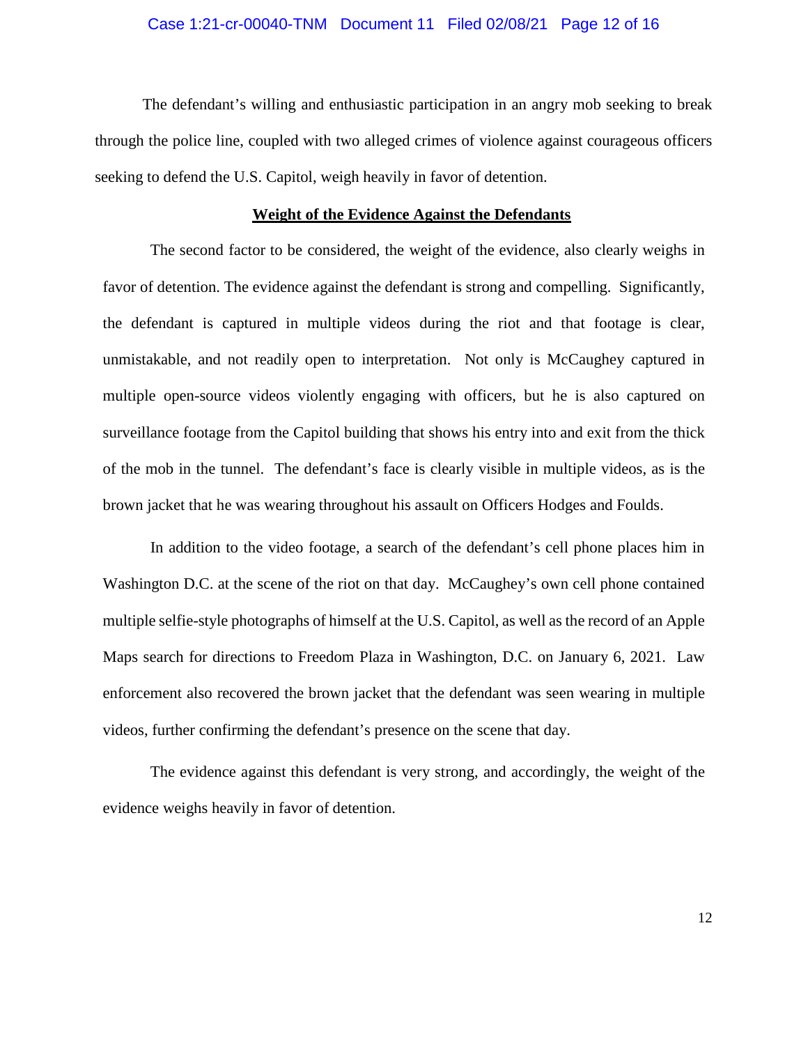The defendant's willing and enthusiastic participation in an angry mob seeking to break through the police line, coupled with two alleged crimes of violence against courageous officers seeking to defend the U.S. Capitol, weigh heavily in favor of detention.

**Weight of the Evidence Against the Defendants**

The second factor to be considered, the weight of the evidence, also clearly weighs in favor of detention. The evidence against the defendant is strong and compelling. Significantly, the defendant is captured in multiple videos during the riot and that footage is clear, unmistakable, and not readily open to interpretation. Not only is McCaughey captured in multiple open-source videos violently engaging with officers, but he is also captured on surveillance footage from the Capitol building that shows his entry into and exit from the thick of the mob in the tunnel. The defendant's face is clearly visible in multiple videos, as is the brown jacket that he was wearing throughout his assault on Officers Hodges and Foulds.

In addition to the video footage, a search of the defendant's cell phone places him in Washington D.C. at the scene of the riot on that day. McCaughey's own cell phone contained multiple selfie-style photographs of himself at the U.S. Capitol, as well as the record of an Apple Maps search for directions to Freedom Plaza in Washington, D.C. on January 6, 2021. Law enforcement also recovered the brown jacket that the defendant was seen wearing in multiple videos, further confirming the defendant's presence on the scene that day.

The evidence against this defendant is very strong, and accordingly, the weight of the evidence weighs heavily in favor of detention.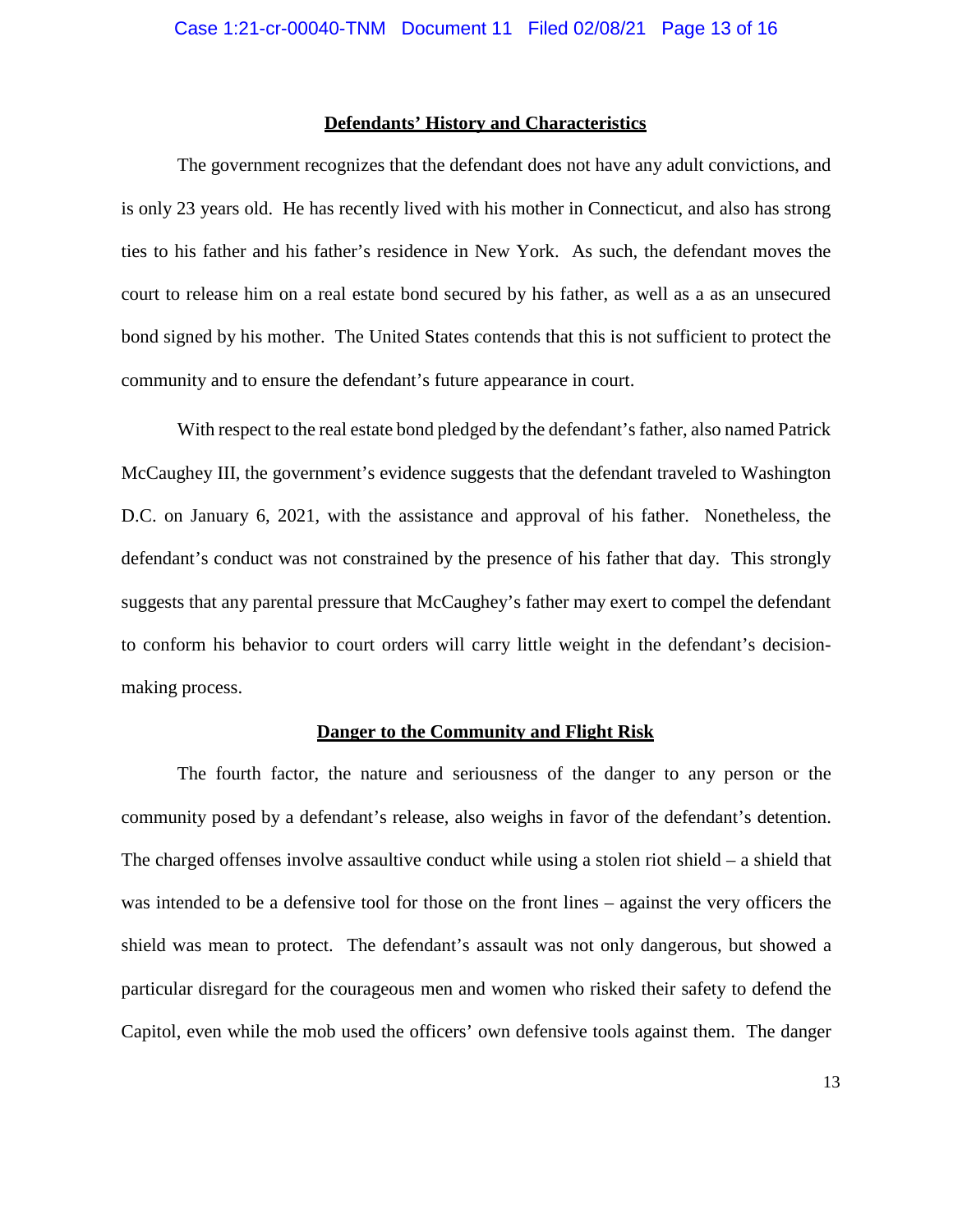**Defendants' History and Characteristics**

The government recognizes that the defendant does not have any adult convictions, and is only 23 years old. He has recently lived with his mother in Connecticut, and also has strong ties to his father and his father's residence in New York. As such, the defendant moves the court to release him on a real estate bond secured by his father, as well as a as an unsecured bond signed by his mother. The United States contends that this is not sufficient to protect the community and to ensure the defendant's future appearance in court.

With respect to the real estate bond pledged by the defendant's father, also named Patrick McCaughey III, the government's evidence suggests that the defendant traveled to Washington D.C. on January 6, 2021, with the assistance and approval of his father. Nonetheless, the defendant's conduct was not constrained by the presence of his father that day. This strongly suggests that any parental pressure that McCaughey's father may exert to compel the defendant to conform his behavior to court orders will carry little weight in the defendant's decision-making process.

**Danger to the Community and Flight Risk**

The fourth factor, the nature and seriousness of the danger to any person or the community posed by a defendant's release, also weighs in favor of the defendant's detention. The charged offenses involve assaultive conduct while using a stolen riot shield – a shield that was intended to be a defensive tool for those on the front lines – against the very officers the shield was mean to protect. The defendant's assault was not only dangerous, but showed a particular disregard for the courageous men and women who risked their safety to defend the Capitol, even while the mob used the officers' own defensive tools against them. The danger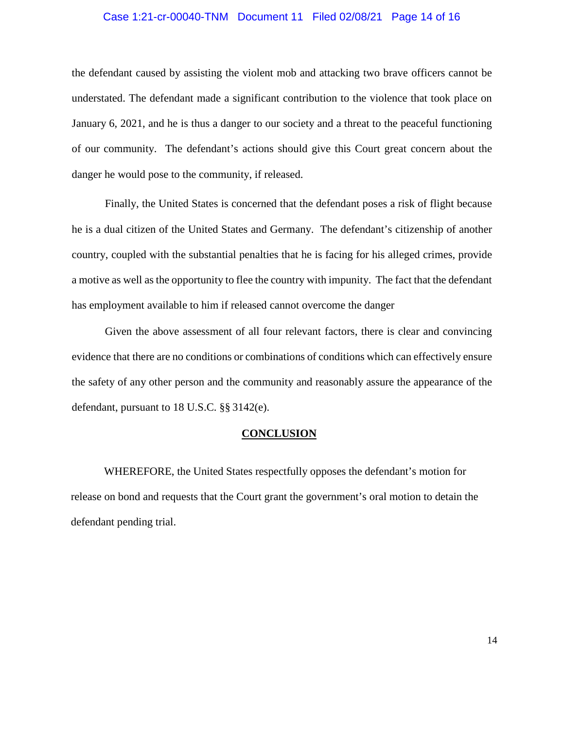the defendant caused by assisting the violent mob and attacking two brave officers cannot be understated. The defendant made a significant contribution to the violence that took place on January 6, 2021, and he is thus a danger to our society and a threat to the peaceful functioning of our community. The defendant's actions should give this Court great concern about the danger he would pose to the community, if released.

Finally, the United States is concerned that the defendant poses a risk of flight because he is a dual citizen of the United States and Germany. The defendant's citizenship of another country, coupled with the substantial penalties that he is facing for his alleged crimes, provide a motive as well as the opportunity to flee the country with impunity. The fact that the defendant has employment available to him if released cannot overcome the danger

Given the above assessment of all four relevant factors, there is clear and convincing evidence that there are no conditions or combinations of conditions which can effectively ensure the safety of any other person and the community and reasonably assure the appearance of the defendant, pursuant to 18 U.S.C. §§ 3142(e).

## CONCLUSION

WHEREFORE, the United States respectfully opposes the defendant's motion for release on bond and requests that the Court grant the government's oral motion to detain the defendant pending trial.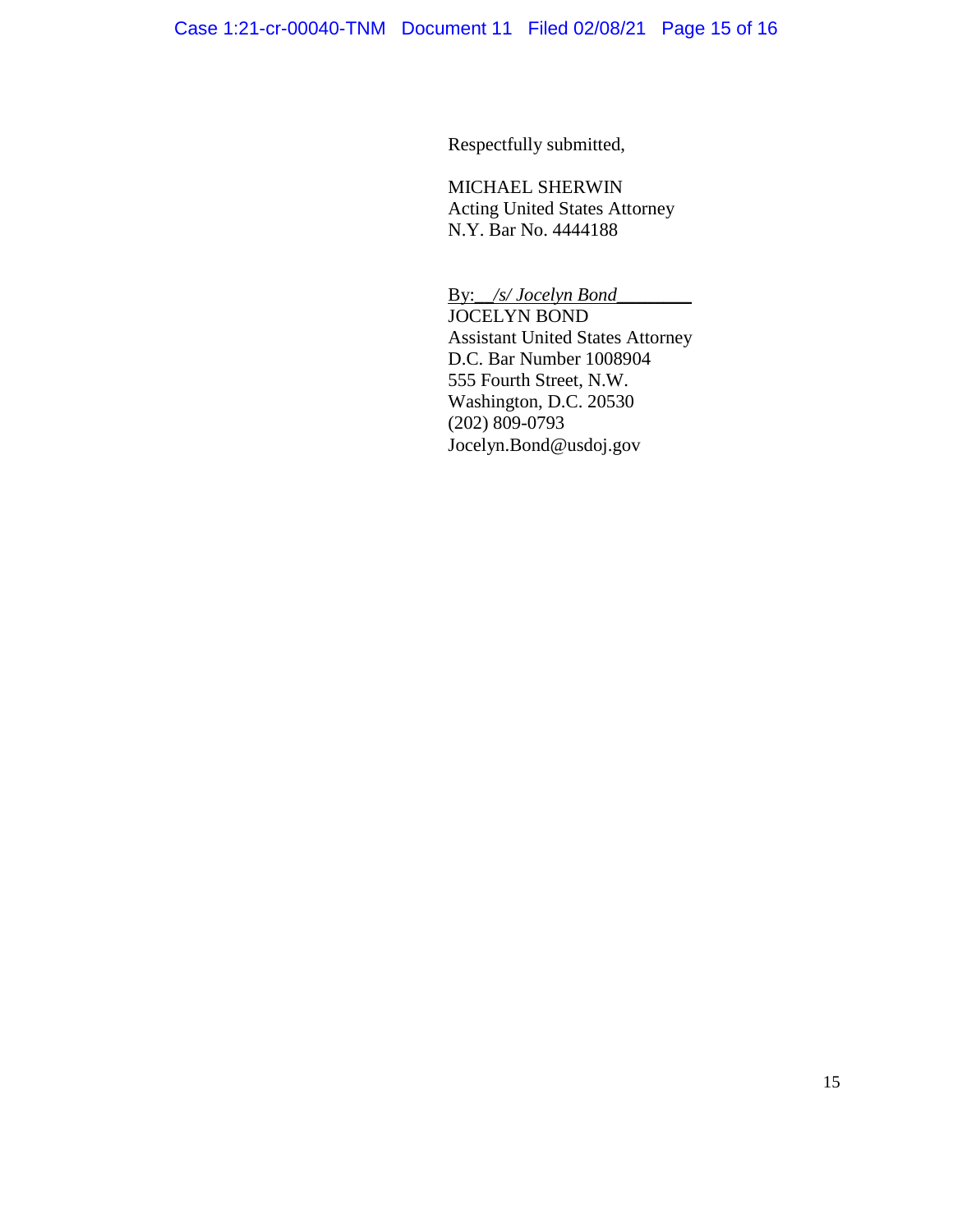Respectfully submitted,

MICHAEL SHERWIN
Acting United States Attorney
N.Y. Bar No. 4444188

By: *__/s/ Jocelyn Bond________*
JOCELYN BOND
Assistant United States Attorney
D.C. Bar Number 1008904
555 Fourth Street, N.W.
Washington, D.C. 20530
(202) 809-0793
Jocelyn.Bond@usdoj.gov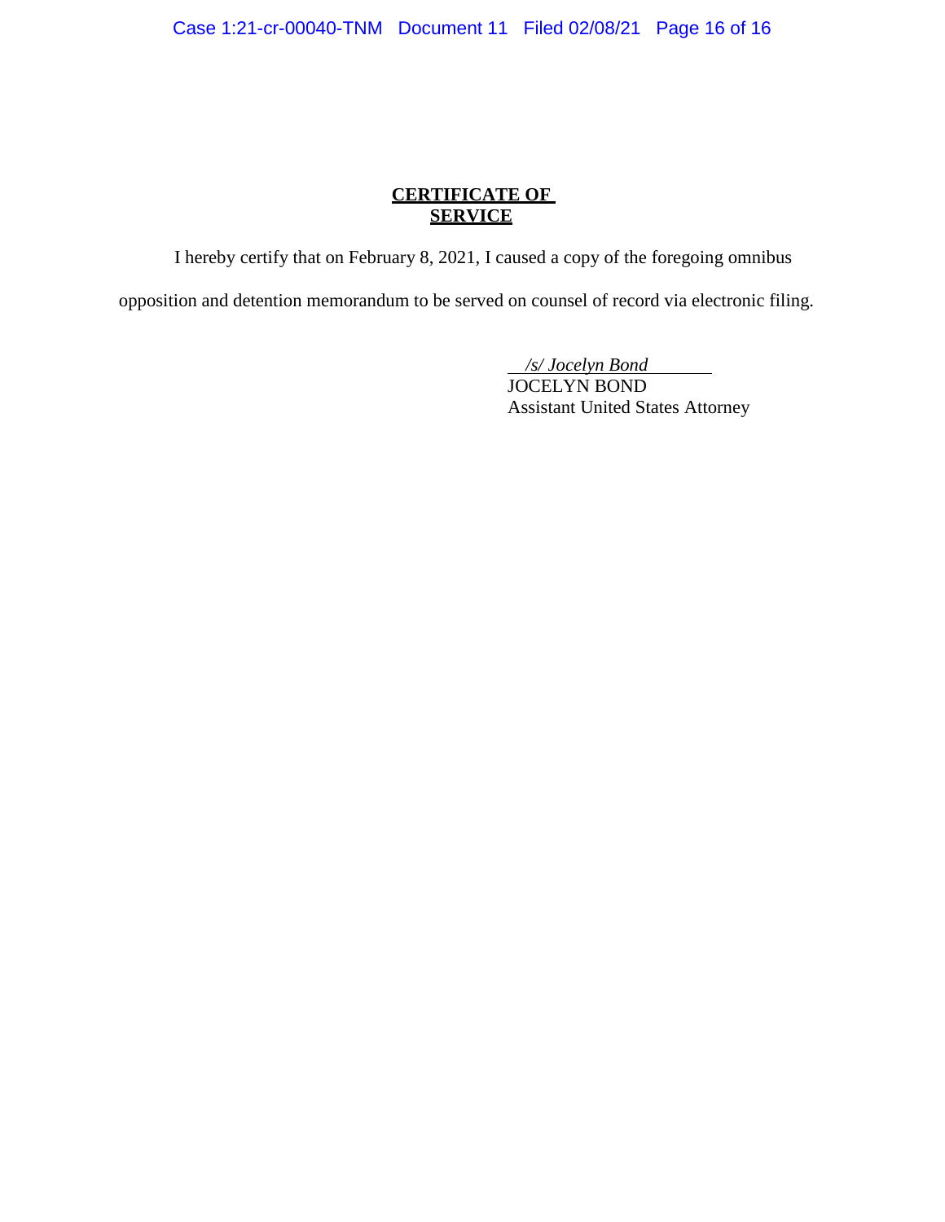**CERTIFICATE OF SERVICE**

I hereby certify that on February 8, 2021, I caused a copy of the foregoing omnibus opposition and detention memorandum to be served on counsel of record via electronic filing.

*/s/ Jocelyn Bond*
JOCELYN BOND
Assistant United States Attorney